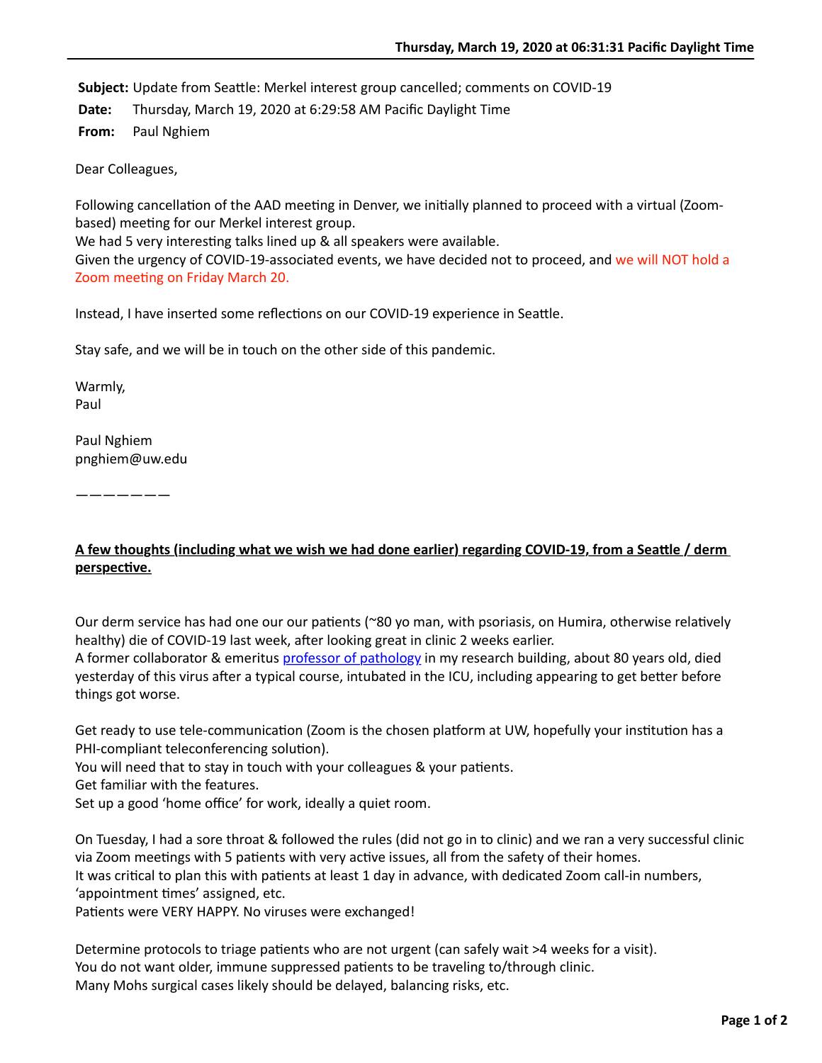**Subject:** Update from Seattle: Merkel interest group cancelled; comments on COVID-19
**Date:** Thursday, March 19, 2020 at 6:29:58 AM Pacific Daylight Time
**From:** Paul Nghiem

Dear Colleagues,

Following cancellation of the AAD meeting in Denver, we initially planned to proceed with a virtual (Zoom-based) meeting for our Merkel interest group.
We had 5 very interesting talks lined up & all speakers were available.
Given the urgency of COVID-19-associated events, we have decided not to proceed, and we will NOT hold a Zoom meeting on Friday March 20.

Instead, I have inserted some reflections on our COVID-19 experience in Seattle.

Stay safe, and we will be in touch on the other side of this pandemic.

Warmly,
Paul

Paul Nghiem
pnghiem@uw.edu

———————

**A few thoughts (including what we wish we had done earlier) regarding COVID-19, from a Seattle / derm perspective.**

Our derm service has had one our our patients (~80 yo man, with psoriasis, on Humira, otherwise relatively healthy) die of COVID-19 last week, after looking great in clinic 2 weeks earlier.
A former collaborator & emeritus professor of pathology in my research building, about 80 years old, died yesterday of this virus after a typical course, intubated in the ICU, including appearing to get better before things got worse.

Get ready to use tele-communication (Zoom is the chosen platform at UW, hopefully your institution has a PHI-compliant teleconferencing solution).
You will need that to stay in touch with your colleagues & your patients.
Get familiar with the features.
Set up a good 'home office' for work, ideally a quiet room.

On Tuesday, I had a sore throat & followed the rules (did not go in to clinic) and we ran a very successful clinic via Zoom meetings with 5 patients with very active issues, all from the safety of their homes.
It was critical to plan this with patients at least 1 day in advance, with dedicated Zoom call-in numbers, 'appointment times' assigned, etc.
Patients were VERY HAPPY. No viruses were exchanged!

Determine protocols to triage patients who are not urgent (can safely wait >4 weeks for a visit).
You do not want older, immune suppressed patients to be traveling to/through clinic.
Many Mohs surgical cases likely should be delayed, balancing risks, etc.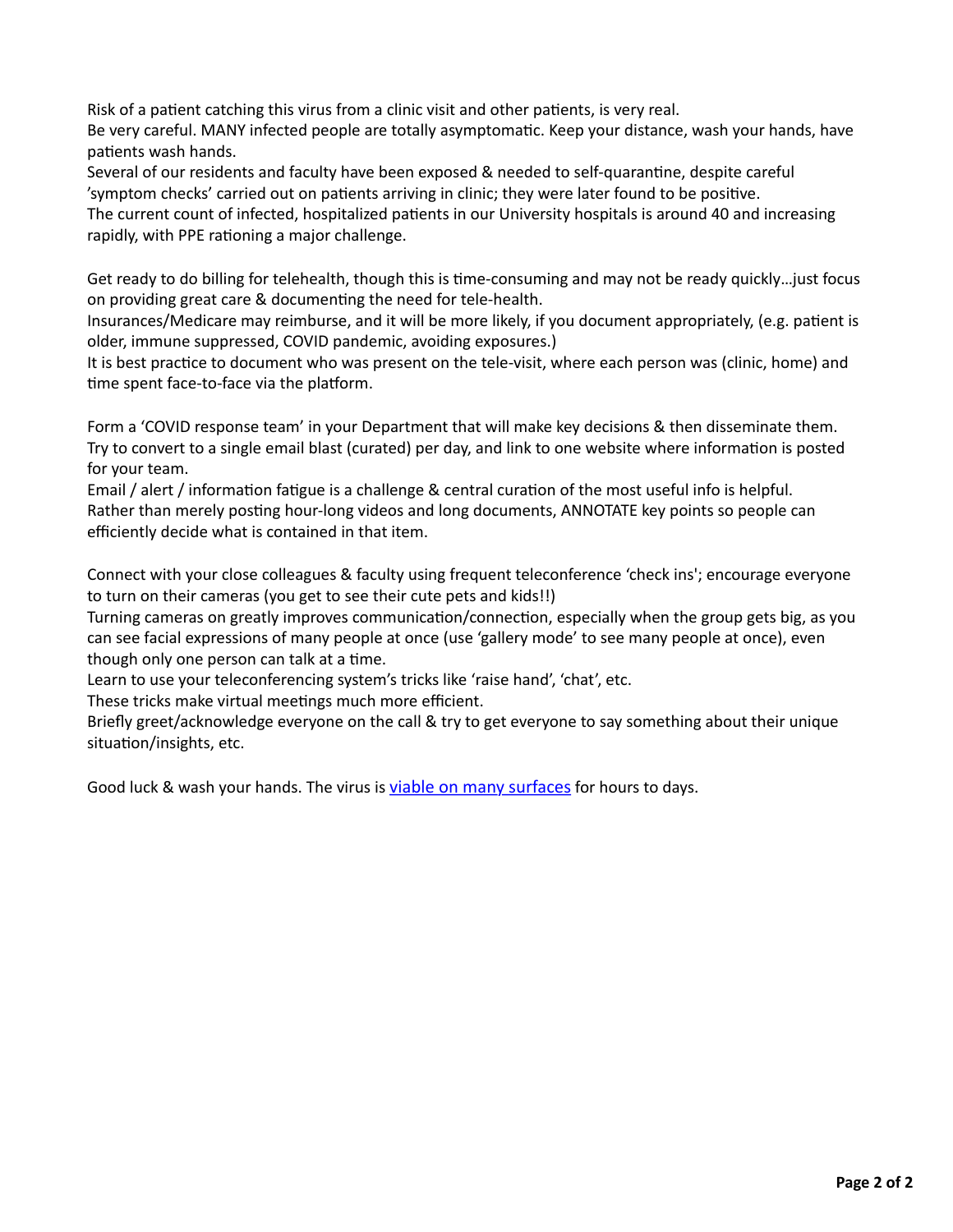Risk of a patient catching this virus from a clinic visit and other patients, is very real.
Be very careful. MANY infected people are totally asymptomatic. Keep your distance, wash your hands, have patients wash hands.
Several of our residents and faculty have been exposed & needed to self-quarantine, despite careful 'symptom checks' carried out on patients arriving in clinic; they were later found to be positive.
The current count of infected, hospitalized patients in our University hospitals is around 40 and increasing rapidly, with PPE rationing a major challenge.

Get ready to do billing for telehealth, though this is time-consuming and may not be ready quickly…just focus on providing great care & documenting the need for tele-health.
Insurances/Medicare may reimburse, and it will be more likely, if you document appropriately, (e.g. patient is older, immune suppressed, COVID pandemic, avoiding exposures.)
It is best practice to document who was present on the tele-visit, where each person was (clinic, home) and time spent face-to-face via the platform.

Form a 'COVID response team' in your Department that will make key decisions & then disseminate them.
Try to convert to a single email blast (curated) per day, and link to one website where information is posted for your team.
Email / alert / information fatigue is a challenge & central curation of the most useful info is helpful.
Rather than merely posting hour-long videos and long documents, ANNOTATE key points so people can efficiently decide what is contained in that item.

Connect with your close colleagues & faculty using frequent teleconference 'check ins'; encourage everyone to turn on their cameras (you get to see their cute pets and kids!!)
Turning cameras on greatly improves communication/connection, especially when the group gets big, as you can see facial expressions of many people at once (use 'gallery mode' to see many people at once), even though only one person can talk at a time.
Learn to use your teleconferencing system's tricks like 'raise hand', 'chat', etc.
These tricks make virtual meetings much more efficient.
Briefly greet/acknowledge everyone on the call & try to get everyone to say something about their unique situation/insights, etc.

Good luck & wash your hands. The virus is viable on many surfaces for hours to days.